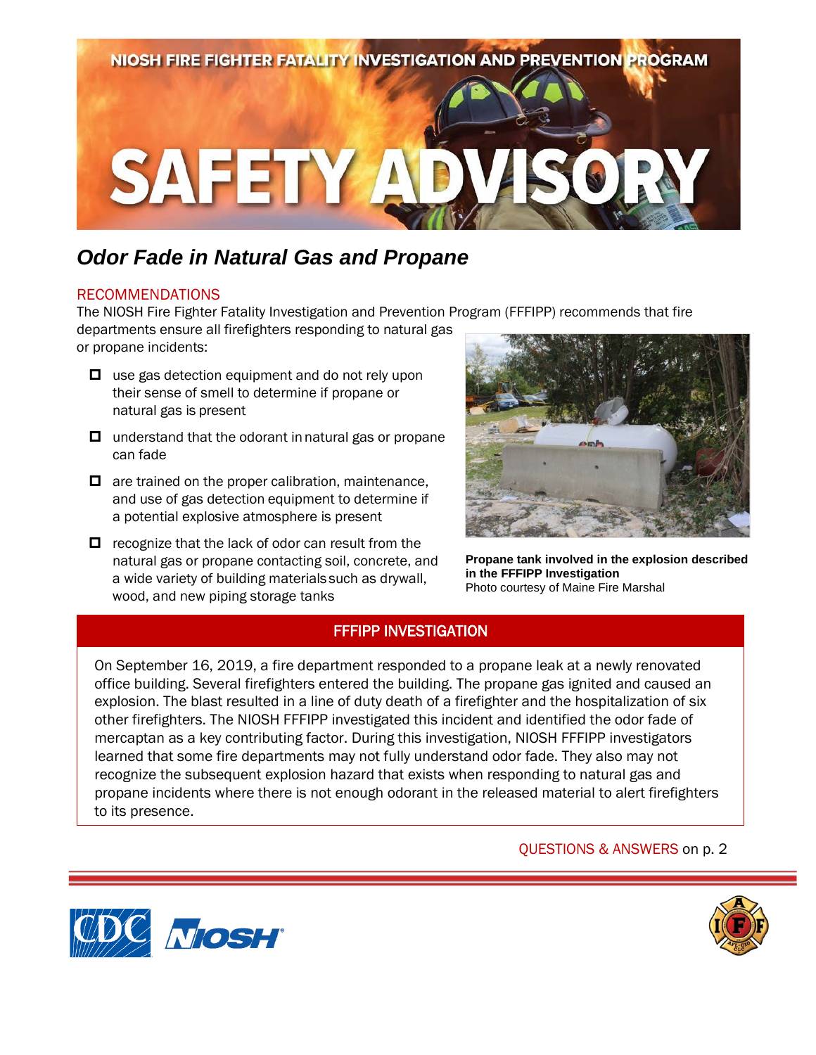NIOSH FIRE FIGHTER FATALITY INVESTIGATION AND PREVENTION PROGRAM

# SAFETY ADVISORY

## *Odor Fade in Natural Gas and Propane*

### RECOMMENDATIONS

The NIOSH Fire Fighter Fatality Investigation and Prevention Program (FFFIPP) recommends that fire departments ensure all firefighters responding to natural gas or propane incidents:

- use gas detection equipment and do not rely upon their sense of smell to determine if propane or natural gas is present
- understand that the odorant in natural gas or propane can fade
- are trained on the proper calibration, maintenance, and use of gas detection equipment to determine if a potential explosive atmosphere is present
- recognize that the lack of odor can result from the natural gas or propane contacting soil, concrete, and a wide variety of building materials such as drywall, wood, and new piping storage tanks

**Propane tank involved in the explosion described in the FFFIPP Investigation**
Photo courtesy of Maine Fire Marshal

### FFFIPP INVESTIGATION

On September 16, 2019, a fire department responded to a propane leak at a newly renovated office building. Several firefighters entered the building. The propane gas ignited and caused an explosion. The blast resulted in a line of duty death of a firefighter and the hospitalization of six other firefighters. The NIOSH FFFIPP investigated this incident and identified the odor fade of mercaptan as a key contributing factor. During this investigation, NIOSH FFFIPP investigators learned that some fire departments may not fully understand odor fade. They also may not recognize the subsequent explosion hazard that exists when responding to natural gas and propane incidents where there is not enough odorant in the released material to alert firefighters to its presence.

QUESTIONS & ANSWERS on p. 2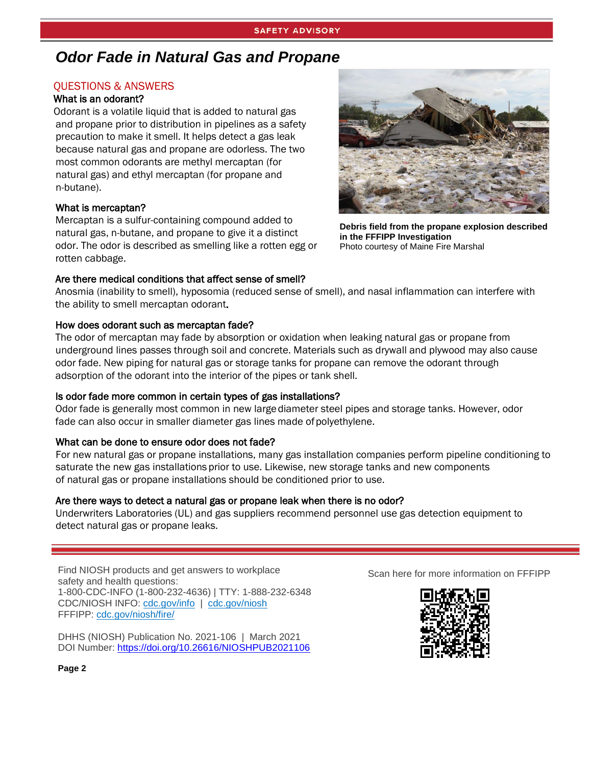SAFETY ADVISORY

# *Odor Fade in Natural Gas and Propane*

## QUESTIONS & ANSWERS

### What is an odorant?

Odorant is a volatile liquid that is added to natural gas and propane prior to distribution in pipelines as a safety precaution to make it smell. It helps detect a gas leak because natural gas and propane are odorless. The two most common odorants are methyl mercaptan (for natural gas) and ethyl mercaptan (for propane and n-butane).

### What is mercaptan?

Mercaptan is a sulfur-containing compound added to natural gas, n-butane, and propane to give it a distinct odor. The odor is described as smelling like a rotten egg or rotten cabbage.

**Debris field from the propane explosion described in the FFFIPP Investigation**
Photo courtesy of Maine Fire Marshal

### Are there medical conditions that affect sense of smell?

Anosmia (inability to smell), hyposomia (reduced sense of smell), and nasal inflammation can interfere with the ability to smell mercaptan odorant.

### How does odorant such as mercaptan fade?

The odor of mercaptan may fade by absorption or oxidation when leaking natural gas or propane from underground lines passes through soil and concrete. Materials such as drywall and plywood may also cause odor fade. New piping for natural gas or storage tanks for propane can remove the odorant through adsorption of the odorant into the interior of the pipes or tank shell.

### Is odor fade more common in certain types of gas installations?

Odor fade is generally most common in new large diameter steel pipes and storage tanks. However, odor fade can also occur in smaller diameter gas lines made of polyethylene.

### What can be done to ensure odor does not fade?

For new natural gas or propane installations, many gas installation companies perform pipeline conditioning to saturate the new gas installations prior to use. Likewise, new storage tanks and new components of natural gas or propane installations should be conditioned prior to use.

### Are there ways to detect a natural gas or propane leak when there is no odor?

Underwriters Laboratories (UL) and gas suppliers recommend personnel use gas detection equipment to detect natural gas or propane leaks.

---

Find NIOSH products and get answers to workplace safety and health questions:
1-800-CDC-INFO (1-800-232-4636) | TTY: 1-888-232-6348
CDC/NIOSH INFO: cdc.gov/info | cdc.gov/niosh
FFFIPP: cdc.gov/niosh/fire/

DHHS (NIOSH) Publication No. 2021-106 | March 2021
DOI Number: https://doi.org/10.26616/NIOSHPUB2021106

Scan here for more information on FFFIPP